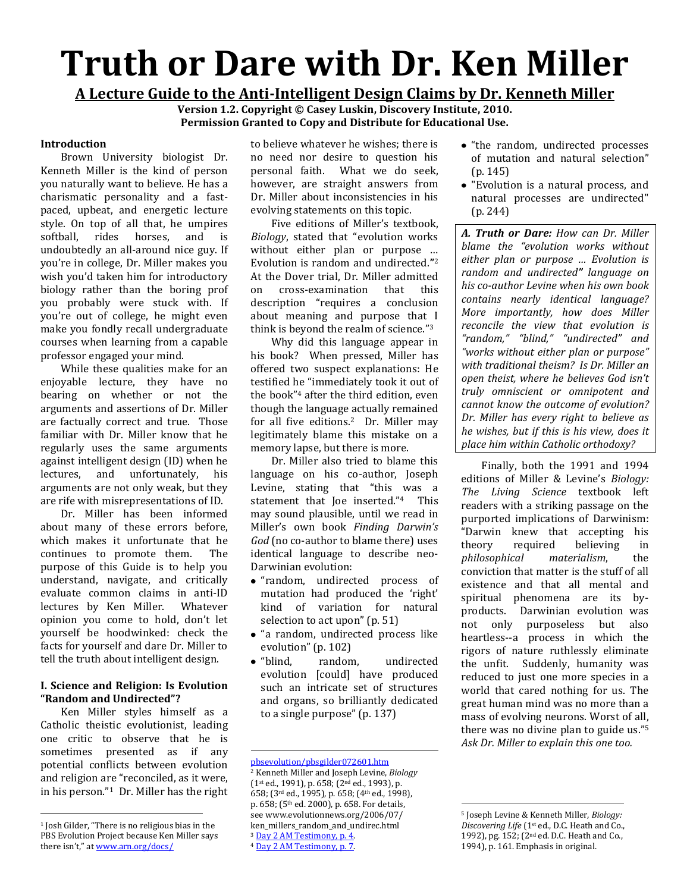# Truth or Dare with Dr. Ken Miller

**A Lecture Guide to the Anti-Intelligent Design Claims by Dr. Kenneth Miller**

**Version 1.2. Copyright © Casey Luskin, Discovery Institute, 2010.**
**Permission Granted to Copy and Distribute for Educational Use.**

### Introduction

Brown University biologist Dr. Kenneth Miller is the kind of person you naturally want to believe. He has a charismatic personality and a fast-paced, upbeat, and energetic lecture style. On top of all that, he umpires softball, rides horses, and is undoubtedly an all-around nice guy. If you're in college, Dr. Miller makes you wish you'd taken him for introductory biology rather than the boring prof you probably were stuck with. If you're out of college, he might even make you fondly recall undergraduate courses when learning from a capable professor engaged your mind.

While these qualities make for an enjoyable lecture, they have no bearing on whether or not the arguments and assertions of Dr. Miller are factually correct and true. Those familiar with Dr. Miller know that he regularly uses the same arguments against intelligent design (ID) when he lectures, and unfortunately, his arguments are not only weak, but they are rife with misrepresentations of ID.

Dr. Miller has been informed about many of these errors before, which makes it unfortunate that he continues to promote them. The purpose of this Guide is to help you understand, navigate, and critically evaluate common claims in anti-ID lectures by Ken Miller. Whatever opinion you come to hold, don't let yourself be hoodwinked: check the facts for yourself and dare Dr. Miller to tell the truth about intelligent design.

### I. Science and Religion: Is Evolution "Random and Undirected"?

Ken Miller styles himself as a Catholic theistic evolutionist, leading one critic to observe that he is sometimes presented as if any potential conflicts between evolution and religion are "reconciled, as it were, in his person."[1] Dr. Miller has the right to believe whatever he wishes; there is no need nor desire to question his personal faith. What we do seek, however, are straight answers from Dr. Miller about inconsistencies in his evolving statements on this topic.

Five editions of Miller's textbook, *Biology*, stated that "evolution works without either plan or purpose … Evolution is random and undirected."[2] At the Dover trial, Dr. Miller admitted on cross-examination that this description "requires a conclusion about meaning and purpose that I think is beyond the realm of science."[3]

Why did this language appear in his book? When pressed, Miller has offered two suspect explanations: He testified he "immediately took it out of the book"[4] after the third edition, even though the language actually remained for all five editions.[2] Dr. Miller may legitimately blame this mistake on a memory lapse, but there is more.

Dr. Miller also tried to blame this language on his co-author, Joseph Levine, stating that "this was a statement that Joe inserted."[4] This may sound plausible, until we read in Miller's own book *Finding Darwin's God* (no co-author to blame there) uses identical language to describe neo-Darwinian evolution:

- "random, undirected process of mutation had produced the 'right' kind of variation for natural selection to act upon" (p. 51)
- "a random, undirected process like evolution" (p. 102)
- "blind, random, undirected evolution [could] have produced such an intricate set of structures and organs, so brilliantly dedicated to a single purpose" (p. 137)
- "the random, undirected processes of mutation and natural selection" (p. 145)
- "Evolution is a natural process, and natural processes are undirected" (p. 244)

> ***A. Truth or Dare:*** *How can Dr. Miller blame the "evolution works without either plan or purpose … Evolution is random and undirected" language on his co-author Levine when his own book contains nearly identical language? More importantly, how does Miller reconcile the view that evolution is "random," "blind," "undirected" and "works without either plan or purpose" with traditional theism? Is Dr. Miller an open theist, where he believes God isn't truly omniscient or omnipotent and cannot know the outcome of evolution? Dr. Miller has every right to believe as he wishes, but if this is his view, does it place him within Catholic orthodoxy?*

Finally, both the 1991 and 1994 editions of Miller & Levine's *Biology: The Living Science* textbook left readers with a striking passage on the purported implications of Darwinism: "Darwin knew that accepting his theory required believing in *philosophical materialism*, the conviction that matter is the stuff of all existence and that all mental and spiritual phenomena are its by-products. Darwinian evolution was not only purposeless but also heartless--a process in which the rigors of nature ruthlessly eliminate the unfit. Suddenly, humanity was reduced to just one more species in a world that cared nothing for us. The great human mind was no more than a mass of evolving neurons. Worst of all, there was no divine plan to guide us."[5] *Ask Dr. Miller to explain this one too.*

---

[1] Josh Gilder, "There is no religious bias in the PBS Evolution Project because Ken Miller says there isn't," at www.arn.org/docs/pbsevolution/pbsgilder072601.htm

[2] Kenneth Miller and Joseph Levine, *Biology* (1st ed., 1991), p. 658; (2nd ed., 1993), p. 658; (3rd ed., 1995), p. 658; (4th ed., 1998), p. 658; (5th ed. 2000), p. 658. For details, see www.evolutionnews.org/2006/07/ken_millers_random_and_undirec.html

[3] Day 2 AM Testimony, p. 4.

[4] Day 2 AM Testimony, p. 7.

[5] Joseph Levine & Kenneth Miller, *Biology: Discovering Life* (1st ed., D.C. Heath and Co., 1992), pg. 152; (2nd ed. D.C. Heath and Co., 1994), p. 161. Emphasis in original.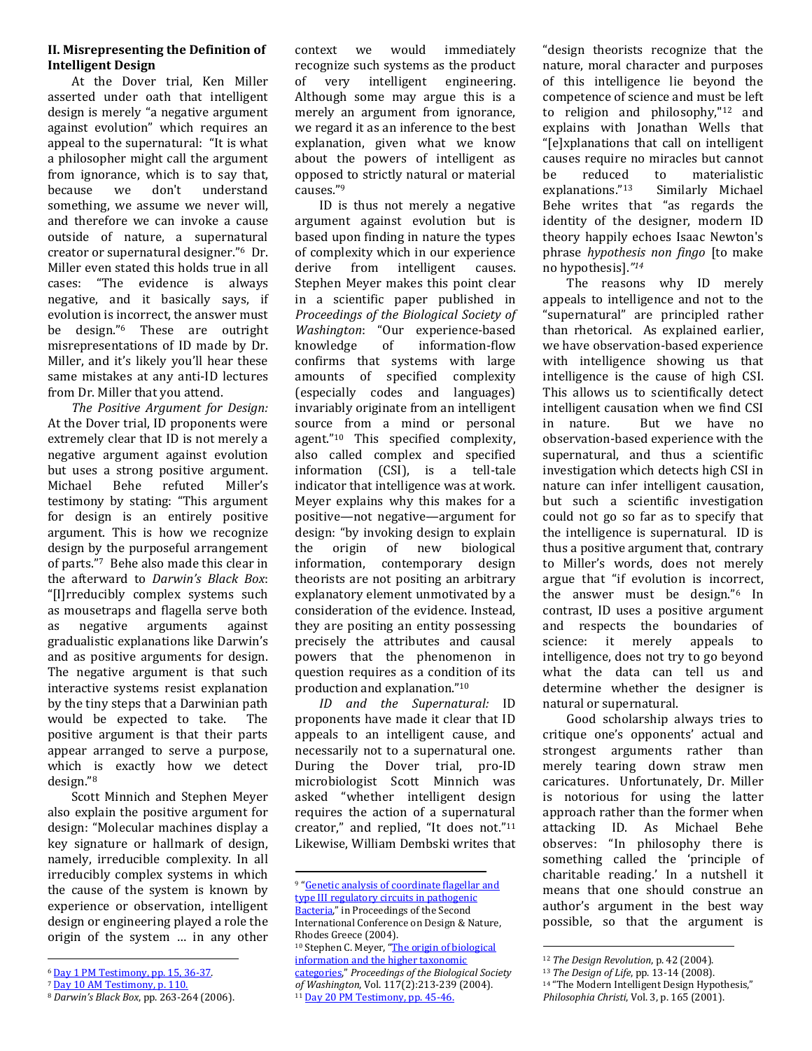## II. Misrepresenting the Definition of Intelligent Design

At the Dover trial, Ken Miller asserted under oath that intelligent design is merely "a negative argument against evolution" which requires an appeal to the supernatural: "It is what a philosopher might call the argument from ignorance, which is to say that, because we don't understand something, we assume we never will, and therefore we can invoke a cause outside of nature, a supernatural creator or supernatural designer."[6] Dr. Miller even stated this holds true in all cases: "The evidence is always negative, and it basically says, if evolution is incorrect, the answer must be design."[6] These are outright misrepresentations of ID made by Dr. Miller, and it's likely you'll hear these same mistakes at any anti-ID lectures from Dr. Miller that you attend.

*The Positive Argument for Design:* At the Dover trial, ID proponents were extremely clear that ID is not merely a negative argument against evolution but uses a strong positive argument. Michael Behe refuted Miller's testimony by stating: "This argument for design is an entirely positive argument. This is how we recognize design by the purposeful arrangement of parts."[7] Behe also made this clear in the afterward to *Darwin's Black Box*: "[I]rreducibly complex systems such as mousetraps and flagella serve both as negative arguments against gradualistic explanations like Darwin's and as positive arguments for design. The negative argument is that such interactive systems resist explanation by the tiny steps that a Darwinian path would be expected to take. The positive argument is that their parts appear arranged to serve a purpose, which is exactly how we detect design."[8]

Scott Minnich and Stephen Meyer also explain the positive argument for design: "Molecular machines display a key signature or hallmark of design, namely, irreducible complexity. In all irreducibly complex systems in which the cause of the system is known by experience or observation, intelligent design or engineering played a role the origin of the system … in any other context we would immediately recognize such systems as the product of very intelligent engineering. Although some may argue this is a merely an argument from ignorance, we regard it as an inference to the best explanation, given what we know about the powers of intelligent as opposed to strictly natural or material causes."[9]

ID is thus not merely a negative argument against evolution but is based upon finding in nature the types of complexity which in our experience derive from intelligent causes. Stephen Meyer makes this point clear in a scientific paper published in *Proceedings of the Biological Society of Washington*: "Our experience-based knowledge of information-flow confirms that systems with large amounts of specified complexity (especially codes and languages) invariably originate from an intelligent source from a mind or personal agent."[10] This specified complexity, also called complex and specified information (CSI), is a tell-tale indicator that intelligence was at work. Meyer explains why this makes for a positive—not negative—argument for design: "by invoking design to explain the origin of new biological information, contemporary design theorists are not positing an arbitrary explanatory element unmotivated by a consideration of the evidence. Instead, they are positing an entity possessing precisely the attributes and causal powers that the phenomenon in question requires as a condition of its production and explanation."[10]

*ID and the Supernatural:* ID proponents have made it clear that ID appeals to an intelligent cause, and necessarily not to a supernatural one. During the Dover trial, pro-ID microbiologist Scott Minnich was asked "whether intelligent design requires the action of a supernatural creator," and replied, "It does not."[11] Likewise, William Dembski writes that "design theorists recognize that the nature, moral character and purposes of this intelligence lie beyond the competence of science and must be left to religion and philosophy,"[12] and explains with Jonathan Wells that "[e]xplanations that call on intelligent causes require no miracles but cannot be reduced to materialistic explanations."[13] Similarly Michael Behe writes that "as regards the identity of the designer, modern ID theory happily echoes Isaac Newton's phrase *hypothesis non fingo* [to make no hypothesis]."[14]

The reasons why ID merely appeals to intelligence and not to the "supernatural" are principled rather than rhetorical. As explained earlier, we have observation-based experience with intelligence showing us that intelligence is the cause of high CSI. This allows us to scientifically detect intelligent causation when we find CSI in nature. But we have no observation-based experience with the supernatural, and thus a scientific investigation which detects high CSI in nature can infer intelligent causation, but such a scientific investigation could not go so far as to specify that the intelligence is supernatural. ID is thus a positive argument that, contrary to Miller's words, does not merely argue that "if evolution is incorrect, the answer must be design."[6] In contrast, ID uses a positive argument and respects the boundaries of science: it merely appeals to intelligence, does not try to go beyond what the data can tell us and determine whether the designer is natural or supernatural.

Good scholarship always tries to critique one's opponents' actual and strongest arguments rather than merely tearing down straw men caricatures. Unfortunately, Dr. Miller is notorious for using the latter approach rather than the former when attacking ID. As Michael Behe observes: "In philosophy there is something called the 'principle of charitable reading.' In a nutshell it means that one should construe an author's argument in the best way possible, so that the argument is

---

[6] Day 1 PM Testimony, pp. 15, 36-37.

[7] Day 10 AM Testimony, p. 110.

[8] *Darwin's Black Box*, pp. 263-264 (2006).

[9] "Genetic analysis of coordinate flagellar and type III regulatory circuits in pathogenic Bacteria," in Proceedings of the Second International Conference on Design & Nature, Rhodes Greece (2004).

[10] Stephen C. Meyer, "The origin of biological information and the higher taxonomic categories," *Proceedings of the Biological Society of Washington*, Vol. 117(2):213-239 (2004).

[11] Day 20 PM Testimony, pp. 45-46.

[12] *The Design Revolution*, p. 42 (2004).

[13] *The Design of Life*, pp. 13-14 (2008).

[14] "The Modern Intelligent Design Hypothesis," *Philosophia Christi*, Vol. 3, p. 165 (2001).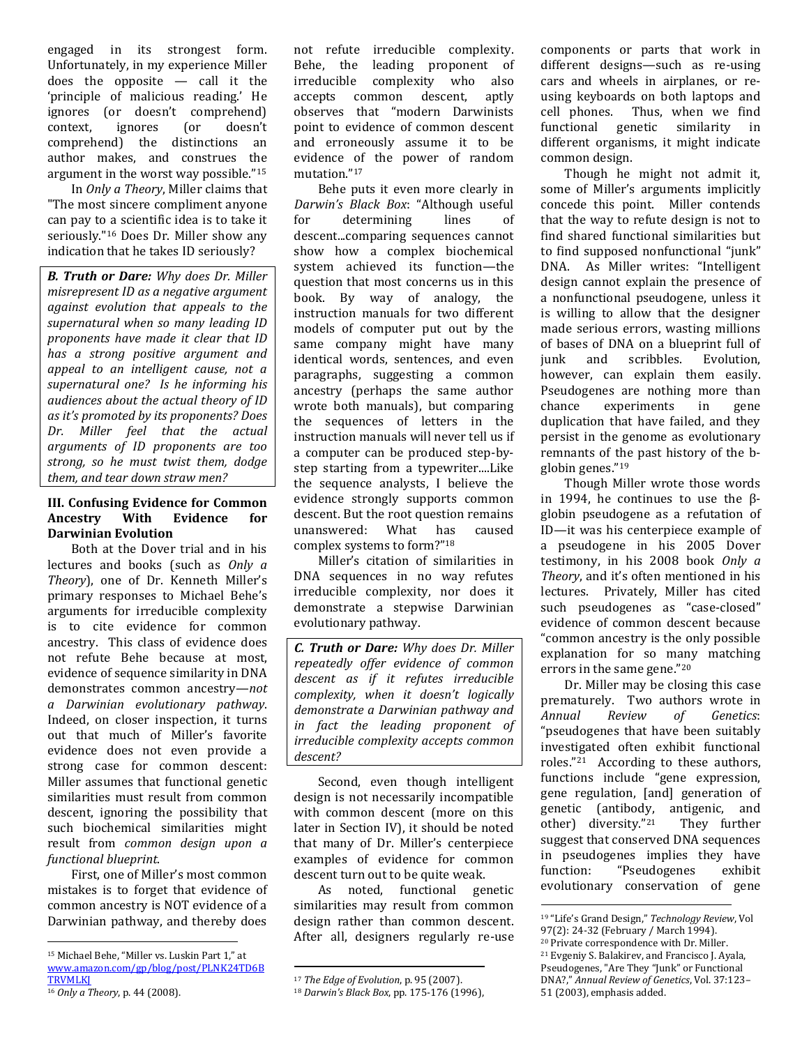engaged in its strongest form. Unfortunately, in my experience Miller does the opposite — call it the 'principle of malicious reading.' He ignores (or doesn't comprehend) context, ignores (or doesn't comprehend) the distinctions an author makes, and construes the argument in the worst way possible."[15]

In *Only a Theory*, Miller claims that "The most sincere compliment anyone can pay to a scientific idea is to take it seriously."[16] Does Dr. Miller show any indication that he takes ID seriously?

> ***B. Truth or Dare:*** *Why does Dr. Miller misrepresent ID as a negative argument against evolution that appeals to the supernatural when so many leading ID proponents have made it clear that ID has a strong positive argument and appeal to an intelligent cause, not a supernatural one? Is he informing his audiences about the actual theory of ID as it's promoted by its proponents? Does Dr. Miller feel that the actual arguments of ID proponents are too strong, so he must twist them, dodge them, and tear down straw men?*

### III. Confusing Evidence for Common Ancestry With Evidence for Darwinian Evolution

Both at the Dover trial and in his lectures and books (such as *Only a Theory*), one of Dr. Kenneth Miller's primary responses to Michael Behe's arguments for irreducible complexity is to cite evidence for common ancestry. This class of evidence does not refute Behe because at most, evidence of sequence similarity in DNA demonstrates common ancestry—*not a Darwinian evolutionary pathway*. Indeed, on closer inspection, it turns out that much of Miller's favorite evidence does not even provide a strong case for common descent: Miller assumes that functional genetic similarities must result from common descent, ignoring the possibility that such biochemical similarities might result from *common design upon a functional blueprint*.

First, one of Miller's most common mistakes is to forget that evidence of common ancestry is NOT evidence of a Darwinian pathway, and thereby does not refute irreducible complexity. Behe, the leading proponent of irreducible complexity who also accepts common descent, aptly observes that "modern Darwinists point to evidence of common descent and erroneously assume it to be evidence of the power of random mutation."[17]

Behe puts it even more clearly in *Darwin's Black Box*: "Although useful for determining lines of descent...comparing sequences cannot show how a complex biochemical system achieved its function—the question that most concerns us in this book. By way of analogy, the instruction manuals for two different models of computer put out by the same company might have many identical words, sentences, and even paragraphs, suggesting a common ancestry (perhaps the same author wrote both manuals), but comparing the sequences of letters in the instruction manuals will never tell us if a computer can be produced step-by-step starting from a typewriter....Like the sequence analysts, I believe the evidence strongly supports common descent. But the root question remains unanswered: What has caused complex systems to form?"[18]

Miller's citation of similarities in DNA sequences in no way refutes irreducible complexity, nor does it demonstrate a stepwise Darwinian evolutionary pathway.

> ***C. Truth or Dare:*** *Why does Dr. Miller repeatedly offer evidence of common descent as if it refutes irreducible complexity, when it doesn't logically demonstrate a Darwinian pathway and in fact the leading proponent of irreducible complexity accepts common descent?*

Second, even though intelligent design is not necessarily incompatible with common descent (more on this later in Section IV), it should be noted that many of Dr. Miller's centerpiece examples of evidence for common descent turn out to be quite weak.

As noted, functional genetic similarities may result from common design rather than common descent. After all, designers regularly re-use components or parts that work in different designs—such as re-using cars and wheels in airplanes, or re-using keyboards on both laptops and cell phones. Thus, when we find functional genetic similarity in different organisms, it might indicate common design.

Though he might not admit it, some of Miller's arguments implicitly concede this point. Miller contends that the way to refute design is not to find shared functional similarities but to find supposed nonfunctional "junk" DNA. As Miller writes: "Intelligent design cannot explain the presence of a nonfunctional pseudogene, unless it is willing to allow that the designer made serious errors, wasting millions of bases of DNA on a blueprint full of junk and scribbles. Evolution, however, can explain them easily. Pseudogenes are nothing more than chance experiments in gene duplication that have failed, and they persist in the genome as evolutionary remnants of the past history of the b-globin genes."[19]

Though Miller wrote those words in 1994, he continues to use the β-globin pseudogene as a refutation of ID—it was his centerpiece example of a pseudogene in his 2005 Dover testimony, in his 2008 book *Only a Theory*, and it's often mentioned in his lectures. Privately, Miller has cited such pseudogenes as "case-closed" evidence of common descent because "common ancestry is the only possible explanation for so many matching errors in the same gene."[20]

Dr. Miller may be closing this case prematurely. Two authors wrote in *Annual Review of Genetics*: "pseudogenes that have been suitably investigated often exhibit functional roles."[21] According to these authors, functions include "gene expression, gene regulation, [and] generation of genetic (antibody, antigenic, and other) diversity."[21] They further suggest that conserved DNA sequences in pseudogenes implies they have function: "Pseudogenes exhibit evolutionary conservation of gene

---

[15] Michael Behe, "Miller vs. Luskin Part 1," at www.amazon.com/gp/blog/post/PLNK24TD6BTRVMLKJ

[16] *Only a Theory*, p. 44 (2008).

[17] *The Edge of Evolution*, p. 95 (2007).

[18] *Darwin's Black Box*, pp. 175-176 (1996),

[19] "Life's Grand Design," *Technology Review*, Vol 97(2): 24-32 (February / March 1994).

[20] Private correspondence with Dr. Miller.

[21] Evgeniy S. Balakirev, and Francisco J. Ayala, Pseudogenes, "Are They "Junk" or Functional DNA?," *Annual Review of Genetics*, Vol. 37:123–51 (2003), emphasis added.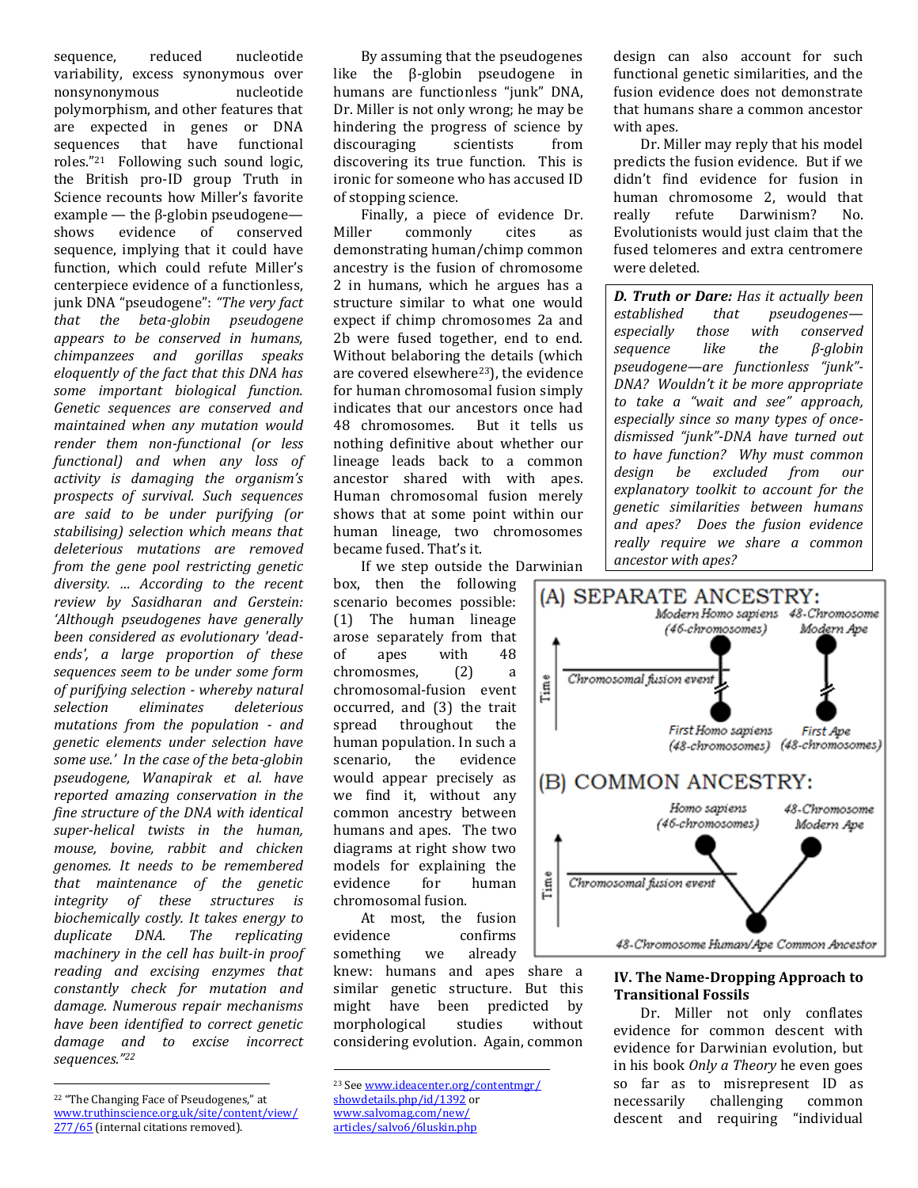sequence, reduced nucleotide variability, excess synonymous over nonsynonymous nucleotide polymorphism, and other features that are expected in genes or DNA sequences that have functional roles."[21] Following such sound logic, the British pro-ID group Truth in Science recounts how Miller's favorite example — the β-globin pseudogene—shows evidence of conserved sequence, implying that it could have function, which could refute Miller's centerpiece evidence of a functionless, junk DNA "pseudogene": *"The very fact that the beta-globin pseudogene appears to be conserved in humans, chimpanzees and gorillas speaks eloquently of the fact that this DNA has some important biological function. Genetic sequences are conserved and maintained when any mutation would render them non-functional (or less functional) and when any loss of activity is damaging the organism's prospects of survival. Such sequences are said to be under purifying (or stabilising) selection which means that deleterious mutations are removed from the gene pool restricting genetic diversity. … According to the recent review by Sasidharan and Gerstein: 'Although pseudogenes have generally been considered as evolutionary 'dead-ends', a large proportion of these sequences seem to be under some form of purifying selection - whereby natural selection eliminates deleterious mutations from the population - and genetic elements under selection have some use.' In the case of the beta-globin pseudogene, Wanapirak et al. have reported amazing conservation in the fine structure of the DNA with identical super-helical twists in the human, mouse, bovine, rabbit and chicken genomes. It needs to be remembered that maintenance of the genetic integrity of these structures is biochemically costly. It takes energy to duplicate DNA. The replicating machinery in the cell has built-in proof reading and excising enzymes that constantly check for mutation and damage. Numerous repair mechanisms have been identified to correct genetic damage and to excise incorrect sequences."*[22]

By assuming that the pseudogenes like the β-globin pseudogene in humans are functionless "junk" DNA, Dr. Miller is not only wrong; he may be hindering the progress of science by discouraging scientists from discovering its true function. This is ironic for someone who has accused ID of stopping science.

Finally, a piece of evidence Dr. Miller commonly cites as demonstrating human/chimp common ancestry is the fusion of chromosome 2 in humans, which he argues has a structure similar to what one would expect if chimp chromosomes 2a and 2b were fused together, end to end. Without belaboring the details (which are covered elsewhere[23]), the evidence for human chromosomal fusion simply indicates that our ancestors once had 48 chromosomes. But it tells us nothing definitive about whether our lineage leads back to a common ancestor shared with with apes. Human chromosomal fusion merely shows that at some point within our human lineage, two chromosomes became fused. That's it.

If we step outside the Darwinian box, then the following scenario becomes possible: (1) The human lineage arose separately from that of apes with 48 chromosmes, (2) a chromosomal-fusion event occurred, and (3) the trait spread throughout the human population. In such a scenario, the evidence would appear precisely as we find it, without any common ancestry between humans and apes. The two diagrams at right show two models for explaining the evidence for human chromosomal fusion.

At most, the fusion evidence confirms something we already knew: humans and apes share a similar genetic structure. But this might have been predicted by morphological studies without considering evolution. Again, common design can also account for such functional genetic similarities, and the fusion evidence does not demonstrate that humans share a common ancestor with apes.

Dr. Miller may reply that his model predicts the fusion evidence. But if we didn't find evidence for fusion in human chromosome 2, would that really refute Darwinism? No. Evolutionists would just claim that the fused telomeres and extra centromere were deleted.

> ***D. Truth or Dare:*** *Has it actually been established that pseudogenes—especially those with conserved sequence like the β-globin pseudogene—are functionless "junk"-DNA? Wouldn't it be more appropriate to take a "wait and see" approach, especially since so many types of once-dismissed "junk"-DNA have turned out to have function? Why must common design be excluded from our explanatory toolkit to account for the genetic similarities between humans and apes? Does the fusion evidence really require we share a common ancestor with apes?*

(A) SEPARATE ANCESTRY: Modern Homo sapiens (46-chromosomes); 48-Chromosome Modern Ape; Chromosomal fusion event; First Homo sapiens (48-chromosomes); First Ape (48-chromosomes); Time

(B) COMMON ANCESTRY: Homo sapiens (46-chromosomes); 48-Chromosome Modern Ape; Chromosomal fusion event; 48-Chromosome Human/Ape Common Ancestor; Time

## IV. The Name-Dropping Approach to Transitional Fossils

Dr. Miller not only conflates evidence for common descent with evidence for Darwinian evolution, but in his book *Only a Theory* he even goes so far as to misrepresent ID as necessarily challenging common descent and requiring "individual

---

[22] "The Changing Face of Pseudogenes," at www.truthinscience.org.uk/site/content/view/277/65 (internal citations removed).

[23] See www.ideacenter.org/contentmgr/showdetails.php/id/1392 or www.salvomag.com/new/articles/salvo6/6luskin.php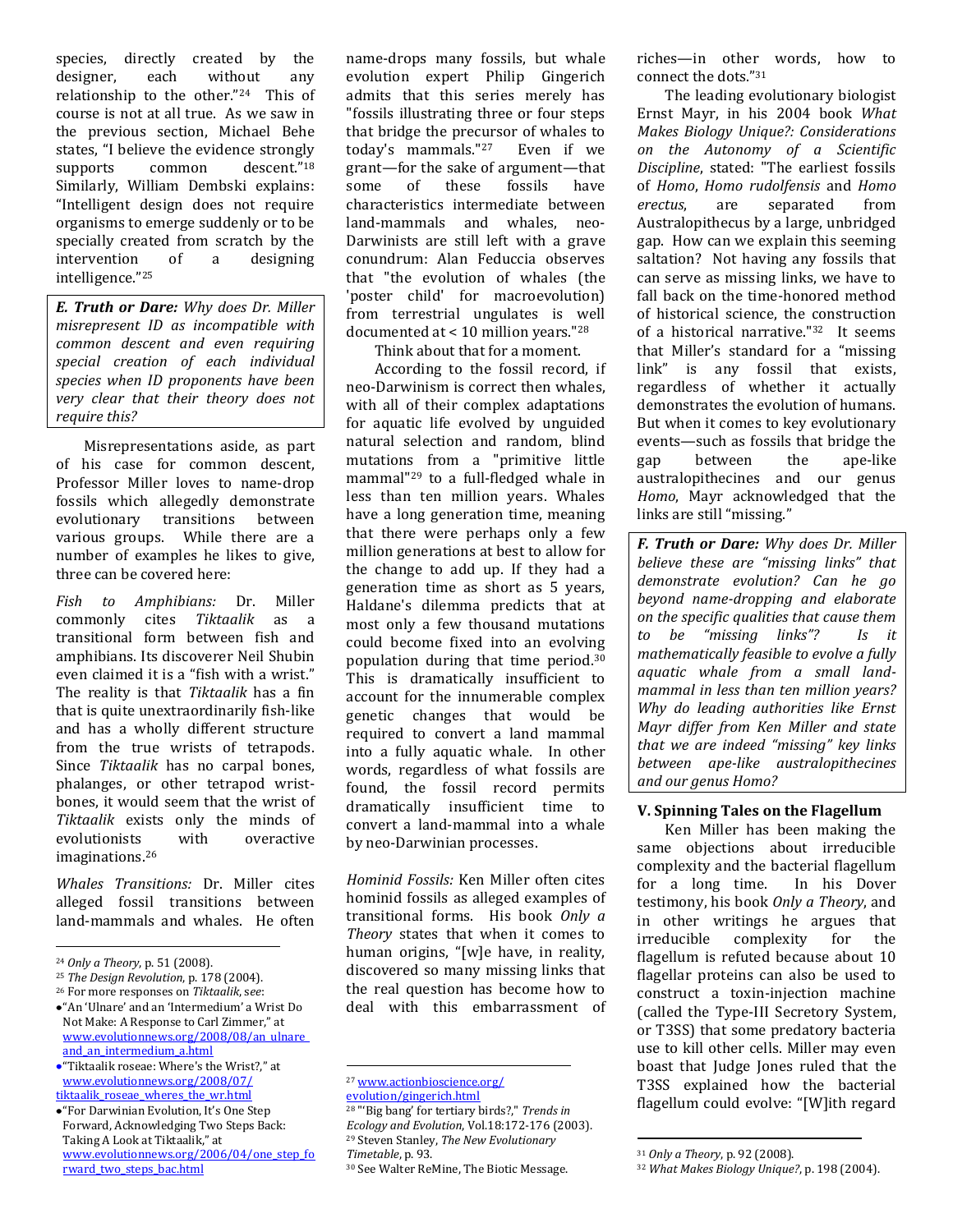species, directly created by the designer, each without any relationship to the other."[24] This of course is not at all true. As we saw in the previous section, Michael Behe states, "I believe the evidence strongly supports common descent."[18] Similarly, William Dembski explains: "Intelligent design does not require organisms to emerge suddenly or to be specially created from scratch by the intervention of a designing intelligence."[25]

> ***E. Truth or Dare:*** *Why does Dr. Miller misrepresent ID as incompatible with common descent and even requiring special creation of each individual species when ID proponents have been very clear that their theory does not require this?*

Misrepresentations aside, as part of his case for common descent, Professor Miller loves to name-drop fossils which allegedly demonstrate evolutionary transitions between various groups. While there are a number of examples he likes to give, three can be covered here:

*Fish to Amphibians:* Dr. Miller commonly cites *Tiktaalik* as a transitional form between fish and amphibians. Its discoverer Neil Shubin even claimed it is a "fish with a wrist." The reality is that *Tiktaalik* has a fin that is quite unextraordinarily fish-like and has a wholly different structure from the true wrists of tetrapods. Since *Tiktaalik* has no carpal bones, phalanges, or other tetrapod wrist-bones, it would seem that the wrist of *Tiktaalik* exists only the minds of evolutionists with overactive imaginations.[26]

*Whales Transitions:* Dr. Miller cites alleged fossil transitions between land-mammals and whales. He often name-drops many fossils, but whale evolution expert Philip Gingerich admits that this series merely has "fossils illustrating three or four steps that bridge the precursor of whales to today's mammals."[27] Even if we grant—for the sake of argument—that some of these fossils have characteristics intermediate between land-mammals and whales, neo-Darwinists are still left with a grave conundrum: Alan Feduccia observes that "the evolution of whales (the 'poster child' for macroevolution) from terrestrial ungulates is well documented at < 10 million years."[28]

Think about that for a moment.

According to the fossil record, if neo-Darwinism is correct then whales, with all of their complex adaptations for aquatic life evolved by unguided natural selection and random, blind mutations from a "primitive little mammal"[29] to a full-fledged whale in less than ten million years. Whales have a long generation time, meaning that there were perhaps only a few million generations at best to allow for the change to add up. If they had a generation time as short as 5 years, Haldane's dilemma predicts that at most only a few thousand mutations could become fixed into an evolving population during that time period.[30] This is dramatically insufficient to account for the innumerable complex genetic changes that would be required to convert a land mammal into a fully aquatic whale. In other words, regardless of what fossils are found, the fossil record permits dramatically insufficient time to convert a land-mammal into a whale by neo-Darwinian processes.

*Hominid Fossils:* Ken Miller often cites hominid fossils as alleged examples of transitional forms. His book *Only a Theory* states that when it comes to human origins, "[w]e have, in reality, discovered so many missing links that the real question has become how to deal with this embarrassment of riches—in other words, how to connect the dots."[31]

The leading evolutionary biologist Ernst Mayr, in his 2004 book *What Makes Biology Unique?: Considerations on the Autonomy of a Scientific Discipline*, stated: "The earliest fossils of *Homo*, *Homo rudolfensis* and *Homo erectus*, are separated from Australopithecus by a large, unbridged gap. How can we explain this seeming saltation? Not having any fossils that can serve as missing links, we have to fall back on the time-honored method of historical science, the construction of a historical narrative."[32] It seems that Miller's standard for a "missing link" is any fossil that exists, regardless of whether it actually demonstrates the evolution of humans. But when it comes to key evolutionary events—such as fossils that bridge the gap between the ape-like australopithecines and our genus *Homo*, Mayr acknowledged that the links are still "missing."

> ***F. Truth or Dare:*** *Why does Dr. Miller believe these are "missing links" that demonstrate evolution? Can he go beyond name-dropping and elaborate on the specific qualities that cause them to be "missing links"? Is it mathematically feasible to evolve a fully aquatic whale from a small land-mammal in less than ten million years? Why do leading authorities like Ernst Mayr differ from Ken Miller and state that we are indeed "missing" key links between ape-like australopithecines and our genus Homo?*

## V. Spinning Tales on the Flagellum

Ken Miller has been making the same objections about irreducible complexity and the bacterial flagellum for a long time. In his Dover testimony, his book *Only a Theory*, and in other writings he argues that irreducible complexity for the flagellum is refuted because about 10 flagellar proteins can also be used to construct a toxin-injection machine (called the Type-III Secretory System, or T3SS) that some predatory bacteria use to kill other cells. Miller may even boast that Judge Jones ruled that the T3SS explained how the bacterial flagellum could evolve: "[W]ith regard

---

[24] *Only a Theory*, p. 51 (2008).

[25] *The Design Revolution*, p. 178 (2004).

[26] For more responses on *Tiktaalik*, *see*:

- "An 'Ulnare' and an 'Intermedium' a Wrist Do Not Make: A Response to Carl Zimmer," at www.evolutionnews.org/2008/08/an_ulnare_and_an_intermedium_a.html
- "Tiktaalik roseae: Where's the Wrist?," at www.evolutionnews.org/2008/07/tiktaalik_roseae_wheres_the_wr.html
- "For Darwinian Evolution, It's One Step Forward, Acknowledging Two Steps Back: Taking A Look at Tiktaalik," at www.evolutionnews.org/2006/04/one_step_forward_two_steps_bac.html

[27] www.actionbioscience.org/evolution/gingerich.html

[28] "'Big bang' for tertiary birds?," *Trends in Ecology and Evolution*, Vol.18:172-176 (2003).

[29] Steven Stanley, *The New Evolutionary Timetable*, p. 93.

[30] See Walter ReMine, The Biotic Message.

[31] *Only a Theory*, p. 92 (2008).

[32] *What Makes Biology Unique?*, p. 198 (2004).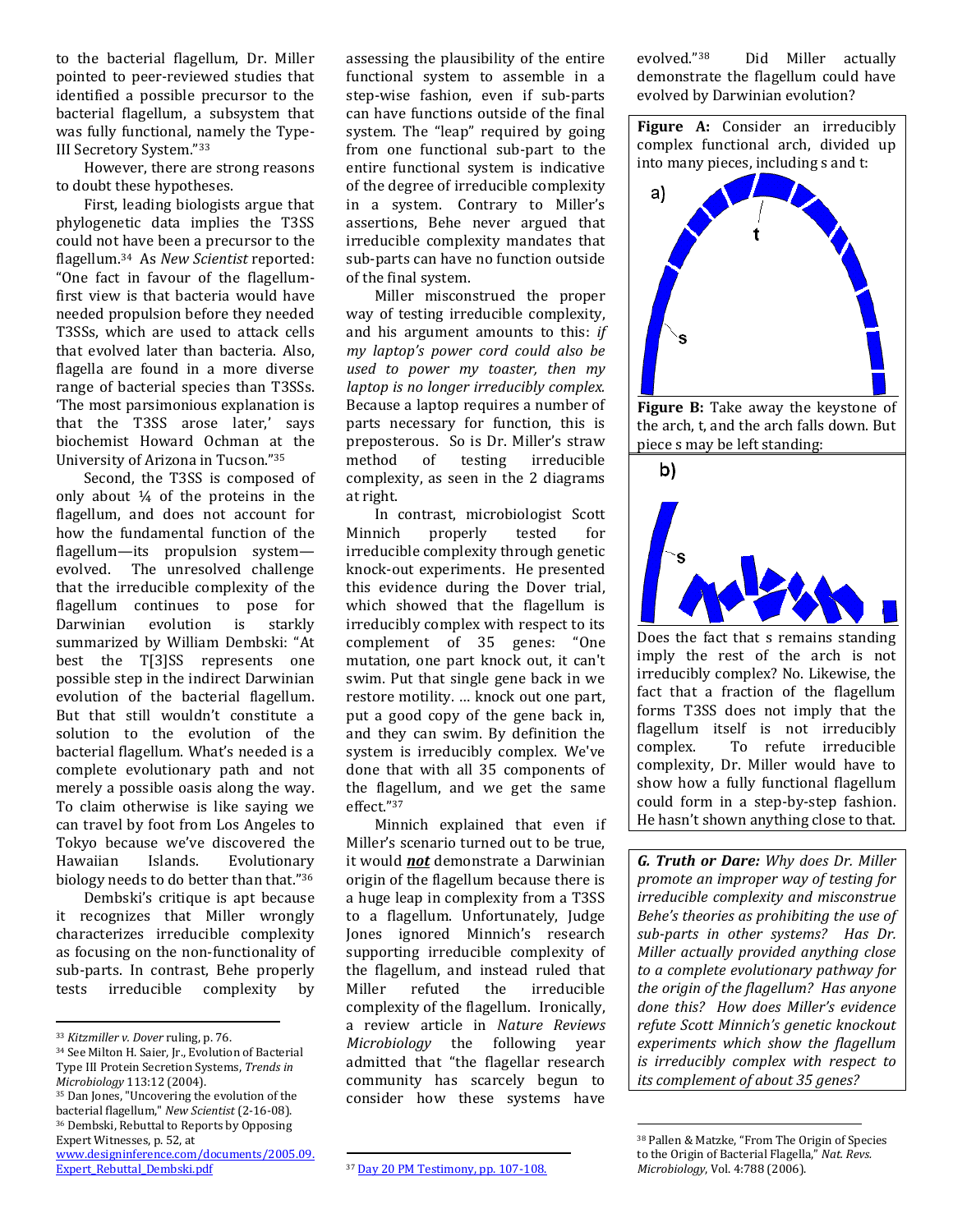to the bacterial flagellum, Dr. Miller pointed to peer-reviewed studies that identified a possible precursor to the bacterial flagellum, a subsystem that was fully functional, namely the Type-III Secretory System."[33]

However, there are strong reasons to doubt these hypotheses.

First, leading biologists argue that phylogenetic data implies the T3SS could not have been a precursor to the flagellum.[34] As *New Scientist* reported: "One fact in favour of the flagellum-first view is that bacteria would have needed propulsion before they needed T3SSs, which are used to attack cells that evolved later than bacteria. Also, flagella are found in a more diverse range of bacterial species than T3SSs. 'The most parsimonious explanation is that the T3SS arose later,' says biochemist Howard Ochman at the University of Arizona in Tucson."[35]

Second, the T3SS is composed of only about ¼ of the proteins in the flagellum, and does not account for how the fundamental function of the flagellum—its propulsion system—evolved. The unresolved challenge that the irreducible complexity of the flagellum continues to pose for Darwinian evolution is starkly summarized by William Dembski: "At best the T[3]SS represents one possible step in the indirect Darwinian evolution of the bacterial flagellum. But that still wouldn't constitute a solution to the evolution of the bacterial flagellum. What's needed is a complete evolutionary path and not merely a possible oasis along the way. To claim otherwise is like saying we can travel by foot from Los Angeles to Tokyo because we've discovered the Hawaiian Islands. Evolutionary biology needs to do better than that."[36]

Dembski's critique is apt because it recognizes that Miller wrongly characterizes irreducible complexity as focusing on the non-functionality of sub-parts. In contrast, Behe properly tests irreducible complexity by assessing the plausibility of the entire functional system to assemble in a step-wise fashion, even if sub-parts can have functions outside of the final system. The "leap" required by going from one functional sub-part to the entire functional system is indicative of the degree of irreducible complexity in a system. Contrary to Miller's assertions, Behe never argued that irreducible complexity mandates that sub-parts can have no function outside of the final system.

Miller misconstrued the proper way of testing irreducible complexity, and his argument amounts to this: *if my laptop's power cord could also be used to power my toaster, then my laptop is no longer irreducibly complex.* Because a laptop requires a number of parts necessary for function, this is preposterous. So is Dr. Miller's straw method of testing irreducible complexity, as seen in the 2 diagrams at right.

In contrast, microbiologist Scott Minnich properly tested for irreducible complexity through genetic knock-out experiments. He presented this evidence during the Dover trial, which showed that the flagellum is irreducibly complex with respect to its complement of 35 genes: "One mutation, one part knock out, it can't swim. Put that single gene back in we restore motility. ... knock out one part, put a good copy of the gene back in, and they can swim. By definition the system is irreducibly complex. We've done that with all 35 components of the flagellum, and we get the same effect."[37]

Minnich explained that even if Miller's scenario turned out to be true, it would ***not*** demonstrate a Darwinian origin of the flagellum because there is a huge leap in complexity from a T3SS to a flagellum. Unfortunately, Judge Jones ignored Minnich's research supporting irreducible complexity of the flagellum, and instead ruled that Miller refuted the irreducible complexity of the flagellum. Ironically, a review article in *Nature Reviews Microbiology* the following year admitted that "the flagellar research community has scarcely begun to consider how these systems have evolved."[38] Did Miller actually demonstrate the flagellum could have evolved by Darwinian evolution?

**Figure A:** Consider an irreducibly complex functional arch, divided up into many pieces, including s and t:

**Figure B:** Take away the keystone of the arch, t, and the arch falls down. But piece s may be left standing:

Does the fact that s remains standing imply the rest of the arch is not irreducibly complex? No. Likewise, the fact that a fraction of the flagellum forms T3SS does not imply that the flagellum itself is not irreducibly complex. To refute irreducible complexity, Dr. Miller would have to show how a fully functional flagellum could form in a step-by-step fashion. He hasn't shown anything close to that.

***G. Truth or Dare:*** *Why does Dr. Miller promote an improper way of testing for irreducible complexity and misconstrue Behe's theories as prohibiting the use of sub-parts in other systems? Has Dr. Miller actually provided anything close to a complete evolutionary pathway for the origin of the flagellum? Has anyone done this? How does Miller's evidence refute Scott Minnich's genetic knockout experiments which show the flagellum is irreducibly complex with respect to its complement of about 35 genes?*

---

[33] *Kitzmiller v. Dover* ruling, p. 76.

[34] See Milton H. Saier, Jr., Evolution of Bacterial Type III Protein Secretion Systems, *Trends in Microbiology* 113:12 (2004).

[35] Dan Jones, "Uncovering the evolution of the bacterial flagellum," *New Scientist* (2-16-08).

[36] Dembski, Rebuttal to Reports by Opposing Expert Witnesses, p. 52, at www.designinference.com/documents/2005.09.Expert_Rebuttal_Dembski.pdf

[37] Day 20 PM Testimony, pp. 107-108.

[38] Pallen & Matzke, "From The Origin of Species to the Origin of Bacterial Flagella," *Nat. Revs. Microbiology*, Vol. 4:788 (2006).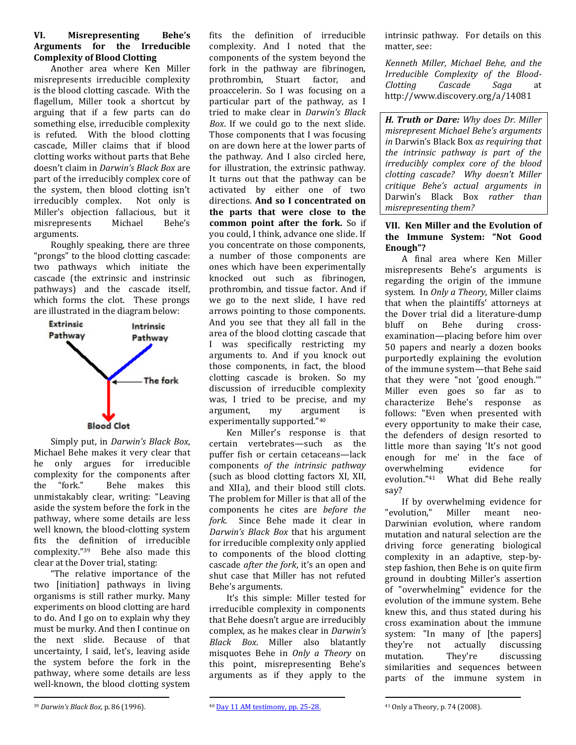### VI. Misrepresenting Behe's Arguments for the Irreducible Complexity of Blood Clotting

Another area where Ken Miller misrepresents irreducible complexity is the blood clotting cascade. With the flagellum, Miller took a shortcut by arguing that if a few parts can do something else, irreducible complexity is refuted. With the blood clotting cascade, Miller claims that if blood clotting works without parts that Behe doesn't claim in *Darwin's Black Box* are part of the irreducibly complex core of the system, then blood clotting isn't irreducibly complex. Not only is Miller's objection fallacious, but it misrepresents Michael Behe's arguments.

Roughly speaking, there are three "prongs" to the blood clotting cascade: two pathways which initiate the cascade (the extrinsic and instrinsic pathways) and the cascade itself, which forms the clot. These prongs are illustrated in the diagram below:

Extrinsic Pathway — Intrinsic Pathway — The fork — Blood Clot

Simply put, in *Darwin's Black Box*, Michael Behe makes it very clear that he only argues for irreducible complexity for the components after the "fork." Behe makes this unmistakably clear, writing: "Leaving aside the system before the fork in the pathway, where some details are less well known, the blood-clotting system fits the definition of irreducible complexity."[39] Behe also made this clear at the Dover trial, stating:

"The relative importance of the two [initiation] pathways in living organisms is still rather murky. Many experiments on blood clotting are hard to do. And I go on to explain why they must be murky. And then I continue on the next slide. Because of that uncertainty, I said, let's, leaving aside the system before the fork in the pathway, where some details are less well-known, the blood clotting system fits the definition of irreducible complexity. And I noted that the components of the system beyond the fork in the pathway are fibrinogen, prothrombin, Stuart factor, and proaccelerin. So I was focusing on a particular part of the pathway, as I tried to make clear in *Darwin's Black Box*. If we could go to the next slide. Those components that I was focusing on are down here at the lower parts of the pathway. And I also circled here, for illustration, the extrinsic pathway. It turns out that the pathway can be activated by either one of two directions. **And so I concentrated on the parts that were close to the common point after the fork.** So if you could, I think, advance one slide. If you concentrate on those components, a number of those components are ones which have been experimentally knocked out such as fibrinogen, prothrombin, and tissue factor. And if we go to the next slide, I have red arrows pointing to those components. And you see that they all fall in the area of the blood clotting cascade that I was specifically restricting my arguments to. And if you knock out those components, in fact, the blood clotting cascade is broken. So my discussion of irreducible complexity was, I tried to be precise, and my argument, my argument is experimentally supported."[40]

Ken Miller's response is that certain vertebrates—such as the puffer fish or certain cetaceans—lack components *of the intrinsic pathway* (such as blood clotting factors XI, XII, and XIIa), and their blood still clots. The problem for Miller is that all of the components he cites are *before the fork*. Since Behe made it clear in *Darwin's Black Box* that his argument for irreducible complexity only applied to components of the blood clotting cascade *after the fork*, it's an open and shut case that Miller has not refuted Behe's arguments.

It's this simple: Miller tested for irreducible complexity in components that Behe doesn't argue are irreducibly complex, as he makes clear in *Darwin's Black Box*. Miller also blatantly misquotes Behe in *Only a Theory* on this point, misrepresenting Behe's arguments as if they apply to the intrinsic pathway. For details on this matter, see:

*Kenneth Miller, Michael Behe, and the Irreducible Complexity of the Blood-Clotting Cascade Saga* at http://www.discovery.org/a/14081

> ***H. Truth or Dare:*** *Why does Dr. Miller misrepresent Michael Behe's arguments in* Darwin's Black Box *as requiring that the intrinsic pathway is part of the irreducibly complex core of the blood clotting cascade? Why doesn't Miller critique Behe's actual arguments in* Darwin's Black Box *rather than misrepresenting them?*

### VII. Ken Miller and the Evolution of the Immune System: "Not Good Enough"?

A final area where Ken Miller misrepresents Behe's arguments is regarding the origin of the immune system. In *Only a Theory*, Miller claims that when the plaintiffs' attorneys at the Dover trial did a literature-dump bluff on Behe during cross-examination—placing before him over 50 papers and nearly a dozen books purportedly explaining the evolution of the immune system—that Behe said that they were "not 'good enough.'" Miller even goes so far as to characterize Behe's response as follows: "Even when presented with every opportunity to make their case, the defenders of design resorted to little more than saying 'It's not good enough for me' in the face of overwhelming evidence for evolution."[41] What did Behe really say?

If by overwhelming evidence for "evolution," Miller meant neo-Darwinian evolution, where random mutation and natural selection are the driving force generating biological complexity in an adaptive, step-by-step fashion, then Behe is on quite firm ground in doubting Miller's assertion of "overwhelming" evidence for the evolution of the immune system. Behe knew this, and thus stated during his cross examination about the immune system: "In many of [the papers] they're not actually discussing mutation. They're discussing similarities and sequences between parts of the immune system in

---

[39] *Darwin's Black Box*, p. 86 (1996).

[40] Day 11 AM testimony, pp. 25-28.

[41] Only a Theory, p. 74 (2008).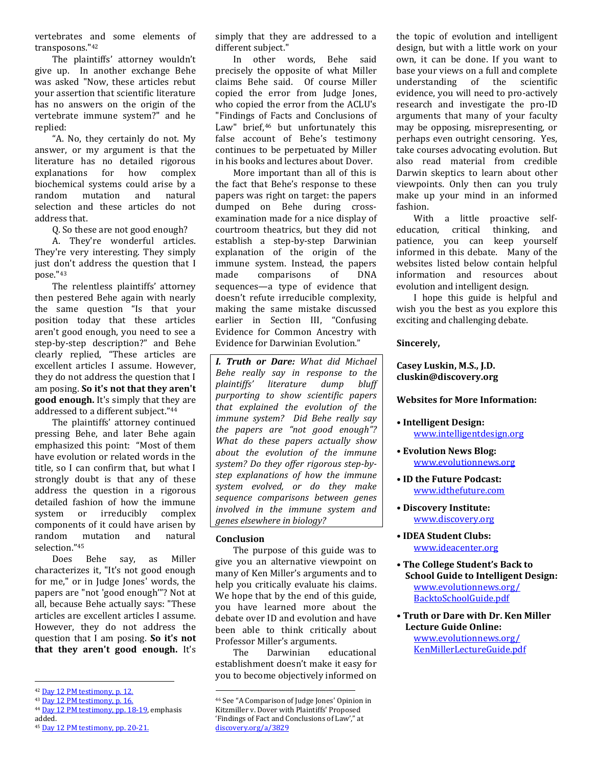vertebrates and some elements of transposons."[42]

The plaintiffs' attorney wouldn't give up. In another exchange Behe was asked "Now, these articles rebut your assertion that scientific literature has no answers on the origin of the vertebrate immune system?" and he replied:

"A. No, they certainly do not. My answer, or my argument is that the literature has no detailed rigorous explanations for how complex biochemical systems could arise by a random mutation and natural selection and these articles do not address that.

Q. So these are not good enough?

A. They're wonderful articles. They're very interesting. They simply just don't address the question that I pose."[43]

The relentless plaintiffs' attorney then pestered Behe again with nearly the same question "Is that your position today that these articles aren't good enough, you need to see a step-by-step description?" and Behe clearly replied, "These articles are excellent articles I assume. However, they do not address the question that I am posing. **So it's not that they aren't good enough.** It's simply that they are addressed to a different subject."[44]

The plaintiffs' attorney continued pressing Behe, and later Behe again emphasized this point: "Most of them have evolution or related words in the title, so I can confirm that, but what I strongly doubt is that any of these address the question in a rigorous detailed fashion of how the immune system or irreducibly complex components of it could have arisen by random mutation and natural selection."[45]

Does Behe say, as Miller characterizes it, "It's not good enough for me," or in Judge Jones' words, the papers are "not 'good enough'"? Not at all, because Behe actually says: "These articles are excellent articles I assume. However, they do not address the question that I am posing. **So it's not that they aren't good enough.** It's simply that they are addressed to a different subject."

In other words, Behe said precisely the opposite of what Miller claims Behe said. Of course Miller copied the error from Judge Jones, who copied the error from the ACLU's "Findings of Facts and Conclusions of Law" brief,[46] but unfortunately this false account of Behe's testimony continues to be perpetuated by Miller in his books and lectures about Dover.

More important than all of this is the fact that Behe's response to these papers was right on target: the papers dumped on Behe during cross-examination made for a nice display of courtroom theatrics, but they did not establish a step-by-step Darwinian explanation of the origin of the immune system. Instead, the papers made comparisons of DNA sequences—a type of evidence that doesn't refute irreducible complexity, making the same mistake discussed earlier in Section III, "Confusing Evidence for Common Ancestry with Evidence for Darwinian Evolution."

> ***I. Truth or Dare:*** *What did Michael Behe really say in response to the plaintiffs' literature dump bluff purporting to show scientific papers that explained the evolution of the immune system? Did Behe really say the papers are "not good enough"? What do these papers actually show about the evolution of the immune system? Do they offer rigorous step-by-step explanations of how the immune system evolved, or do they make sequence comparisons between genes involved in the immune system and genes elsewhere in biology?*

## Conclusion

The purpose of this guide was to give you an alternative viewpoint on many of Ken Miller's arguments and to help you critically evaluate his claims. We hope that by the end of this guide, you have learned more about the debate over ID and evolution and have been able to think critically about Professor Miller's arguments.

The Darwinian educational establishment doesn't make it easy for you to become objectively informed on the topic of evolution and intelligent design, but with a little work on your own, it can be done. If you want to base your views on a full and complete understanding of the scientific evidence, you will need to pro-actively research and investigate the pro-ID arguments that many of your faculty may be opposing, misrepresenting, or perhaps even outright censoring. Yes, take courses advocating evolution. But also read material from credible Darwin skeptics to learn about other viewpoints. Only then can you truly make up your mind in an informed fashion.

With a little proactive self-education, critical thinking, and patience, you can keep yourself informed in this debate. Many of the websites listed below contain helpful information and resources about evolution and intelligent design.

I hope this guide is helpful and wish you the best as you explore this exciting and challenging debate.

**Sincerely,**

**Casey Luskin, M.S., J.D.**
**cluskin@discovery.org**

**Websites for More Information:**

- **Intelligent Design:** www.intelligentdesign.org
- **Evolution News Blog:** www.evolutionnews.org
- **ID the Future Podcast:** www.idthefuture.com
- **Discovery Institute:** www.discovery.org
- **IDEA Student Clubs:** www.ideacenter.org
- **The College Student's Back to School Guide to Intelligent Design:** www.evolutionnews.org/BacktoSchoolGuide.pdf
- **Truth or Dare with Dr. Ken Miller Lecture Guide Online:** www.evolutionnews.org/KenMillerLectureGuide.pdf

---

[42] Day 12 PM testimony, p. 12.

[43] Day 12 PM testimony, p. 16.

[44] Day 12 PM testimony, pp. 18-19, emphasis added.

[45] Day 12 PM testimony, pp. 20-21.

[46] See "A Comparison of Judge Jones' Opinion in Kitzmiller v. Dover with Plaintiffs' Proposed 'Findings of Fact and Conclusions of Law'," at discovery.org/a/3829